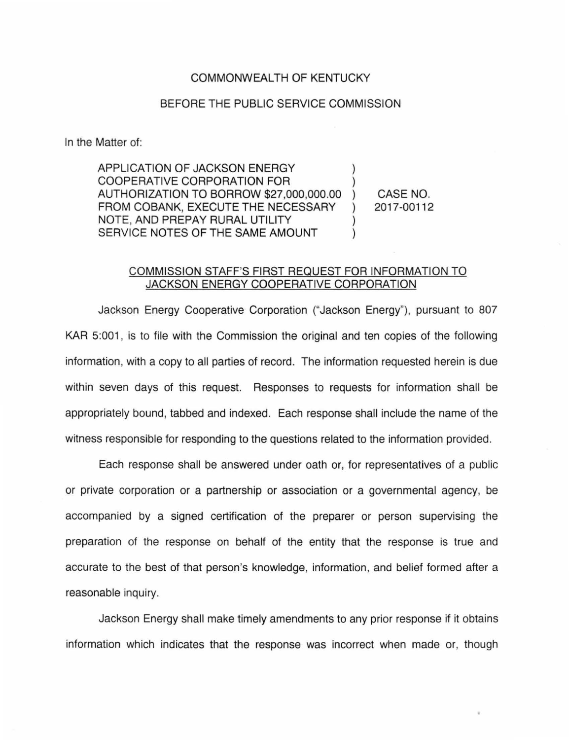COMMONWEALTH OF KENTUCKY

BEFORE THE PUBLIC SERVICE COMMISSION

In the Matter of:

| | | |
|---|---|---|
| APPLICATION OF JACKSON ENERGY COOPERATIVE CORPORATION FOR AUTHORIZATION TO BORROW $27,000,000.00 FROM COBANK, EXECUTE THE NECESSARY NOTE, AND PREPAY RURAL UTILITY SERVICE NOTES OF THE SAME AMOUNT | ) | CASE NO. 2017-00112 |

COMMISSION STAFF'S FIRST REQUEST FOR INFORMATION TO JACKSON ENERGY COOPERATIVE CORPORATION

Jackson Energy Cooperative Corporation ("Jackson Energy"), pursuant to 807 KAR 5:001, is to file with the Commission the original and ten copies of the following information, with a copy to all parties of record. The information requested herein is due within seven days of this request. Responses to requests for information shall be appropriately bound, tabbed and indexed. Each response shall include the name of the witness responsible for responding to the questions related to the information provided.

Each response shall be answered under oath or, for representatives of a public or private corporation or a partnership or association or a governmental agency, be accompanied by a signed certification of the preparer or person supervising the preparation of the response on behalf of the entity that the response is true and accurate to the best of that person's knowledge, information, and belief formed after a reasonable inquiry.

Jackson Energy shall make timely amendments to any prior response if it obtains information which indicates that the response was incorrect when made or, though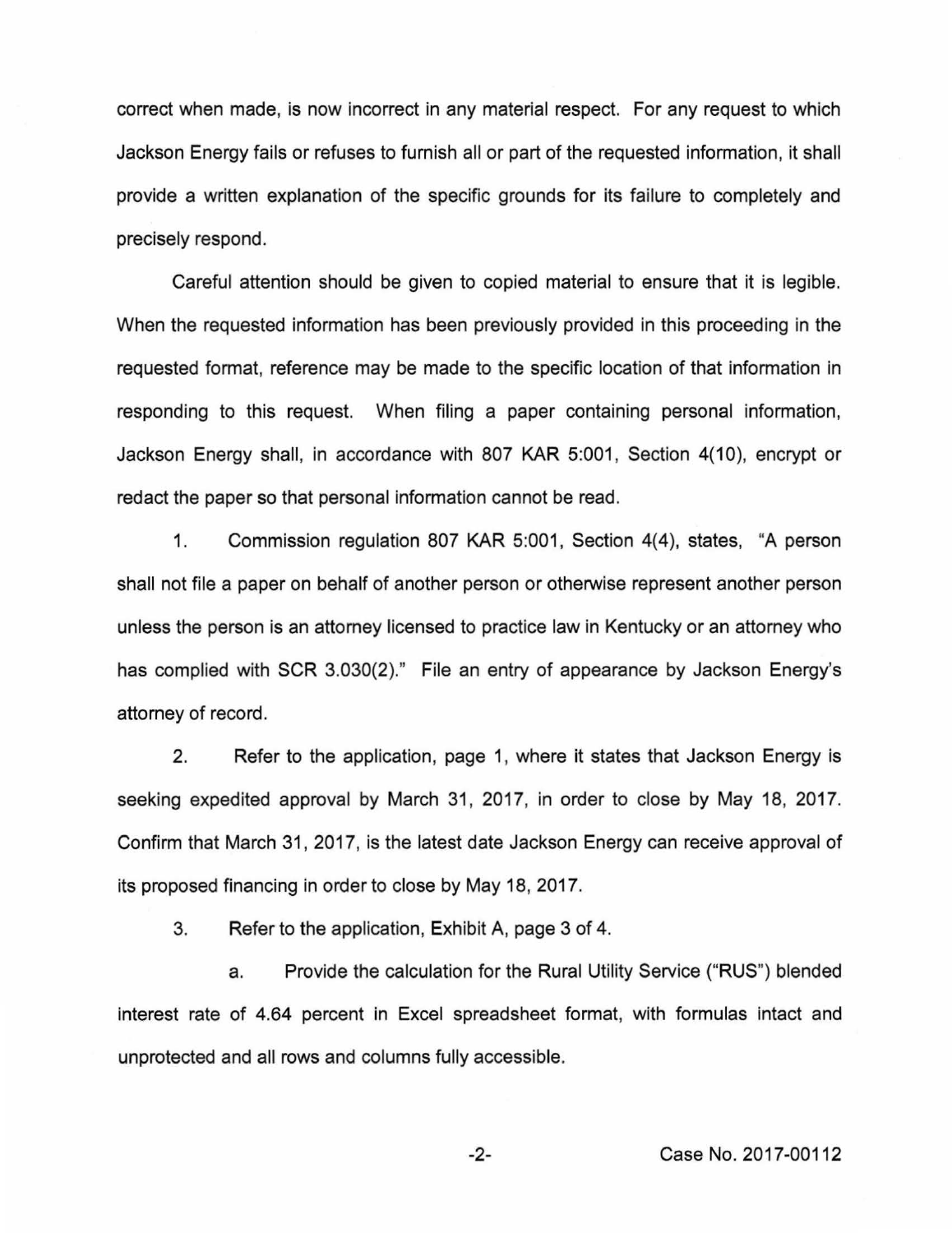correct when made, is now incorrect in any material respect. For any request to which Jackson Energy fails or refuses to furnish all or part of the requested information, it shall provide a written explanation of the specific grounds for its failure to completely and precisely respond.

Careful attention should be given to copied material to ensure that it is legible. When the requested information has been previously provided in this proceeding in the requested format, reference may be made to the specific location of that information in responding to this request. When filing a paper containing personal information, Jackson Energy shall, in accordance with 807 KAR 5:001, Section 4(10), encrypt or redact the paper so that personal information cannot be read.

1. Commission regulation 807 KAR 5:001, Section 4(4), states, "A person shall not file a paper on behalf of another person or otherwise represent another person unless the person is an attorney licensed to practice law in Kentucky or an attorney who has complied with SCR 3.030(2)." File an entry of appearance by Jackson Energy's attorney of record.

2. Refer to the application, page 1, where it states that Jackson Energy is seeking expedited approval by March 31, 2017, in order to close by May 18, 2017. Confirm that March 31, 2017, is the latest date Jackson Energy can receive approval of its proposed financing in order to close by May 18, 2017.

3. Refer to the application, Exhibit A, page 3 of 4.

   a. Provide the calculation for the Rural Utility Service ("RUS") blended interest rate of 4.64 percent in Excel spreadsheet format, with formulas intact and unprotected and all rows and columns fully accessible.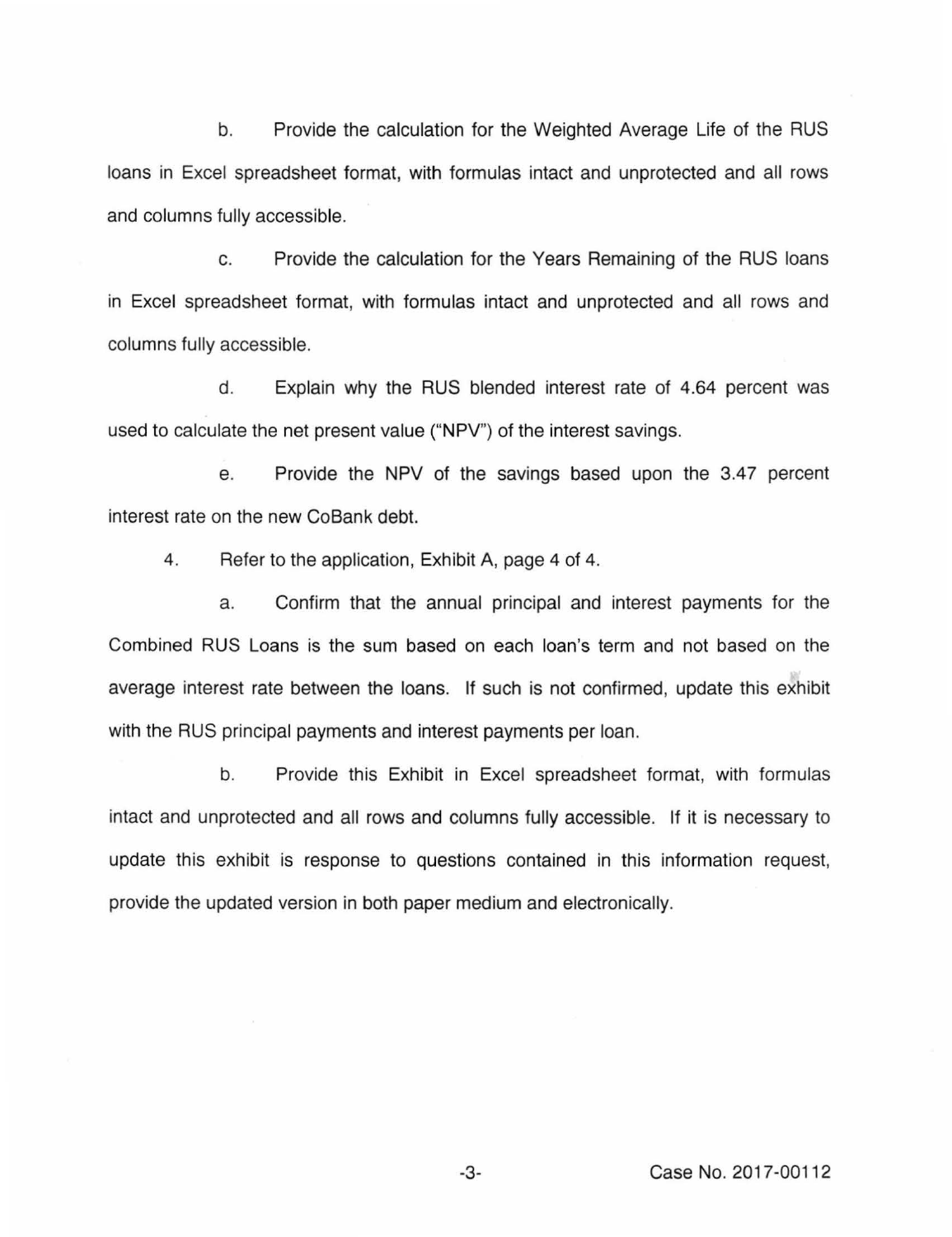b. Provide the calculation for the Weighted Average Life of the RUS loans in Excel spreadsheet format, with formulas intact and unprotected and all rows and columns fully accessible.

c. Provide the calculation for the Years Remaining of the RUS loans in Excel spreadsheet format, with formulas intact and unprotected and all rows and columns fully accessible.

d. Explain why the RUS blended interest rate of 4.64 percent was used to calculate the net present value ("NPV") of the interest savings.

e. Provide the NPV of the savings based upon the 3.47 percent interest rate on the new CoBank debt.

4. Refer to the application, Exhibit A, page 4 of 4.

a. Confirm that the annual principal and interest payments for the Combined RUS Loans is the sum based on each loan's term and not based on the average interest rate between the loans. If such is not confirmed, update this exhibit with the RUS principal payments and interest payments per loan.

b. Provide this Exhibit in Excel spreadsheet format, with formulas intact and unprotected and all rows and columns fully accessible. If it is necessary to update this exhibit is response to questions contained in this information request, provide the updated version in both paper medium and electronically.

Case No. 2017-00112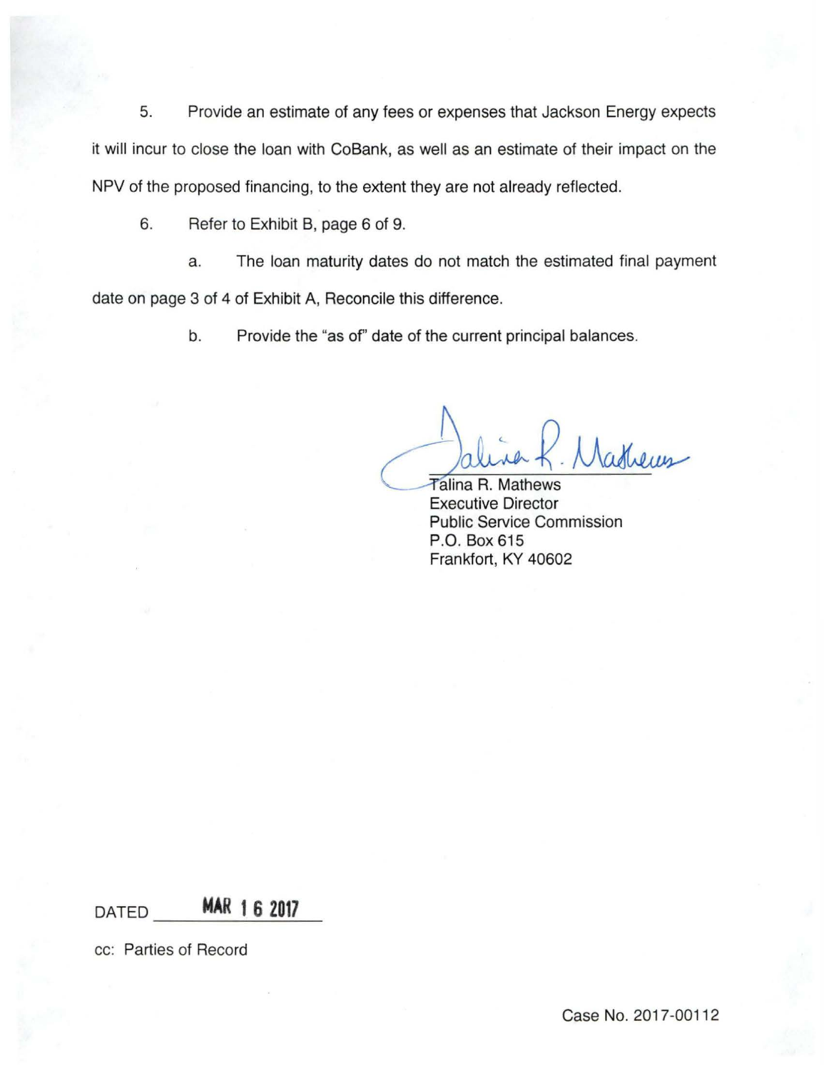5. Provide an estimate of any fees or expenses that Jackson Energy expects it will incur to close the loan with CoBank, as well as an estimate of their impact on the NPV of the proposed financing, to the extent they are not already reflected.

6. Refer to Exhibit B, page 6 of 9.

   a. The loan maturity dates do not match the estimated final payment date on page 3 of 4 of Exhibit A, Reconcile this difference.

   b. Provide the "as of" date of the current principal balances.

Talina R. Mathews
Executive Director
Public Service Commission
P.O. Box 615
Frankfort, KY 40602

DATED MAR 16 2017

cc: Parties of Record

Case No. 2017-00112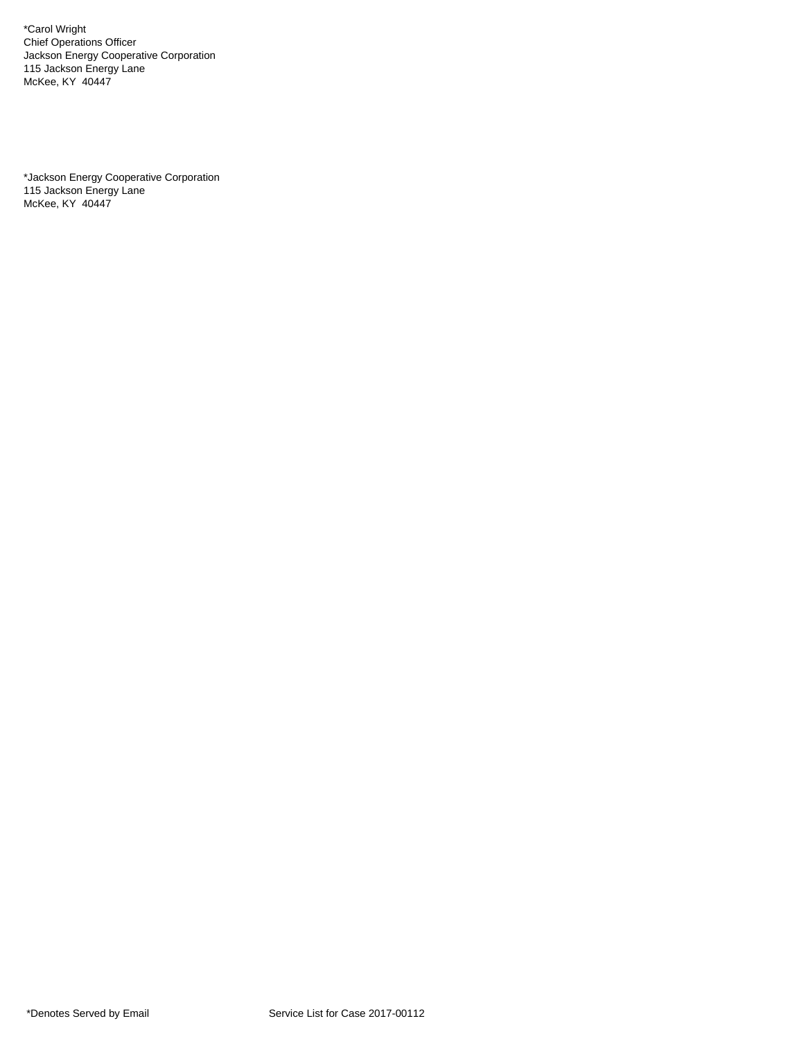*Carol Wright
Chief Operations Officer
Jackson Energy Cooperative Corporation
115 Jackson Energy Lane
McKee, KY  40447

*Jackson Energy Cooperative Corporation
115 Jackson Energy Lane
McKee, KY  40447